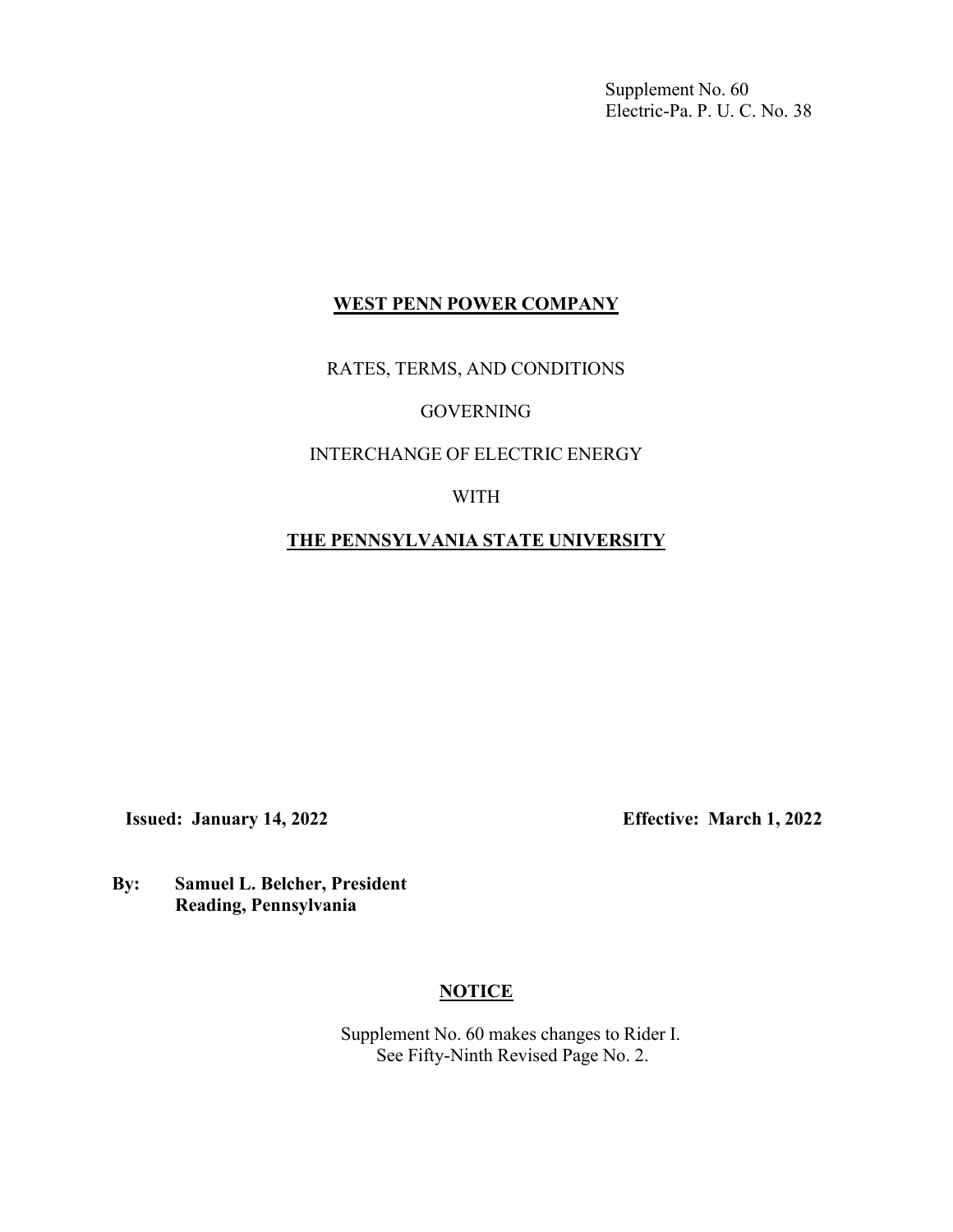Supplement No. 60
Electric-Pa. P. U. C. No. 38

# WEST PENN POWER COMPANY

RATES, TERMS, AND CONDITIONS

GOVERNING

INTERCHANGE OF ELECTRIC ENERGY

WITH

## THE PENNSYLVANIA STATE UNIVERSITY

**Issued: January 14, 2022** **Effective: March 1, 2022**

**By: Samuel L. Belcher, President**
**Reading, Pennsylvania**

## NOTICE

Supplement No. 60 makes changes to Rider I.
See Fifty-Ninth Revised Page No. 2.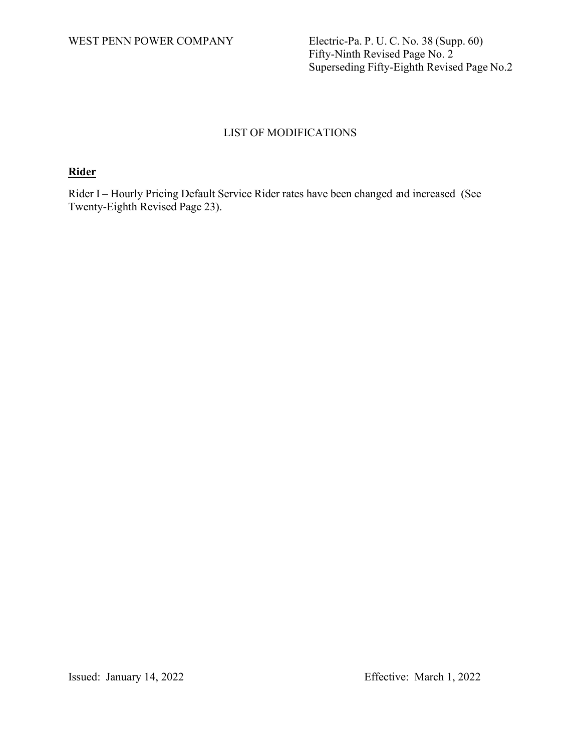WEST PENN POWER COMPANY

Electric-Pa. P. U. C. No. 38 (Supp. 60)
Fifty-Ninth Revised Page No. 2
Superseding Fifty-Eighth Revised Page No.2

# LIST OF MODIFICATIONS

## Rider

Rider I – Hourly Pricing Default Service Rider rates have been changed and increased (See Twenty-Eighth Revised Page 23).

Issued: January 14, 2022

Effective: March 1, 2022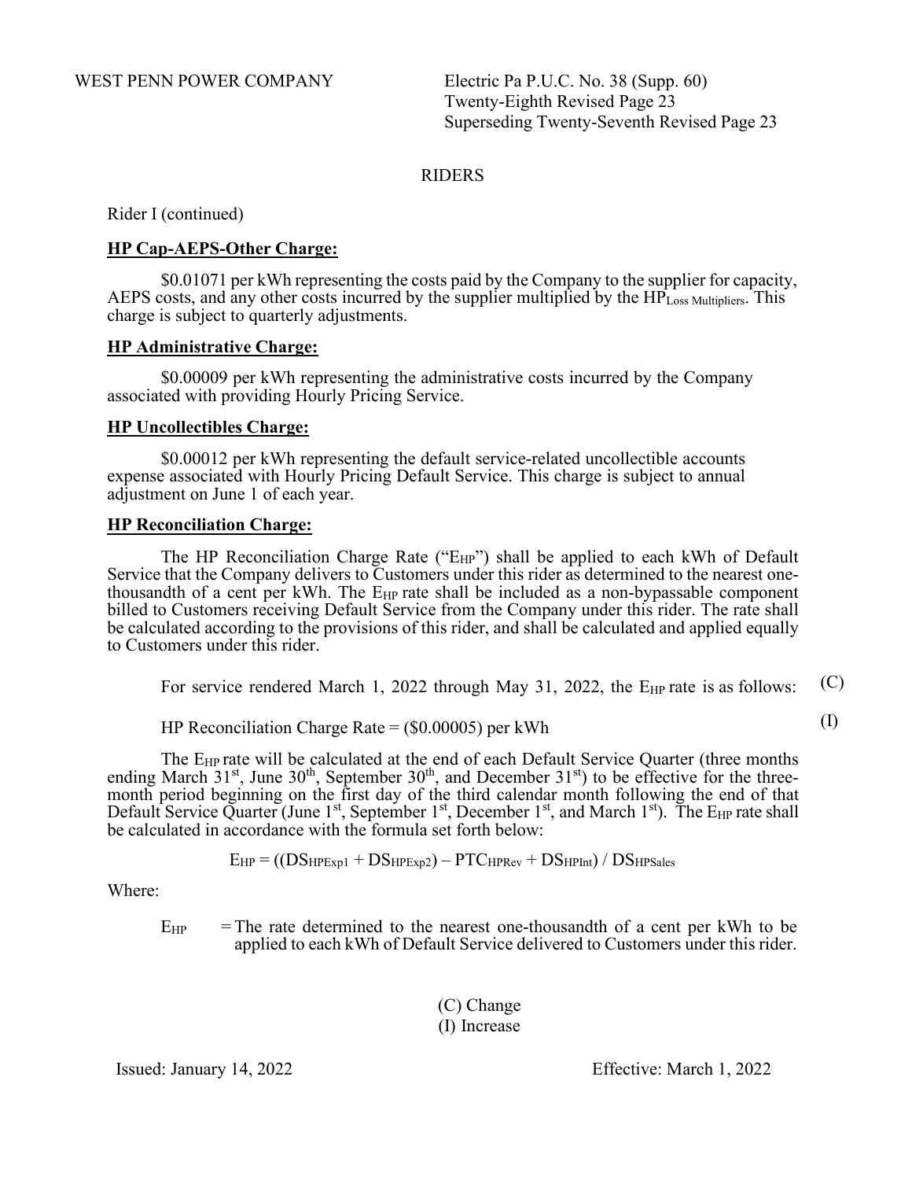WEST PENN POWER COMPANY

Electric Pa P.U.C. No. 38 (Supp. 60)
Twenty-Eighth Revised Page 23
Superseding Twenty-Seventh Revised Page 23

RIDERS

Rider I (continued)

**HP Cap-AEPS-Other Charge:**

$0.01071 per kWh representing the costs paid by the Company to the supplier for capacity, AEPS costs, and any other costs incurred by the supplier multiplied by the $HP_{Loss\ Multipliers}$. This charge is subject to quarterly adjustments.

**HP Administrative Charge:**

$0.00009 per kWh representing the administrative costs incurred by the Company associated with providing Hourly Pricing Service.

**HP Uncollectibles Charge:**

$0.00012 per kWh representing the default service-related uncollectible accounts expense associated with Hourly Pricing Default Service. This charge is subject to annual adjustment on June 1 of each year.

**HP Reconciliation Charge:**

The HP Reconciliation Charge Rate ("$E_{HP}$") shall be applied to each kWh of Default Service that the Company delivers to Customers under this rider as determined to the nearest one-thousandth of a cent per kWh. The $E_{HP}$ rate shall be included as a non-bypassable component billed to Customers receiving Default Service from the Company under this rider. The rate shall be calculated according to the provisions of this rider, and shall be calculated and applied equally to Customers under this rider.

For service rendered March 1, 2022 through May 31, 2022, the $E_{HP}$ rate is as follows: (C)

HP Reconciliation Charge Rate = ($0.00005) per kWh (I)

The $E_{HP}$ rate will be calculated at the end of each Default Service Quarter (three months ending March 31st, June 30th, September 30th, and December 31st) to be effective for the three-month period beginning on the first day of the third calendar month following the end of that Default Service Quarter (June 1st, September 1st, December 1st, and March 1st). The $E_{HP}$ rate shall be calculated in accordance with the formula set forth below:

$$E_{HP} = ((DS_{HPExp1} + DS_{HPExp2}) - PTC_{HPRev} + DS_{HPInt}) / DS_{HPSales}$$

Where:

$E_{HP}$ = The rate determined to the nearest one-thousandth of a cent per kWh to be applied to each kWh of Default Service delivered to Customers under this rider.

(C) Change
(I) Increase

Issued: January 14, 2022

Effective: March 1, 2022